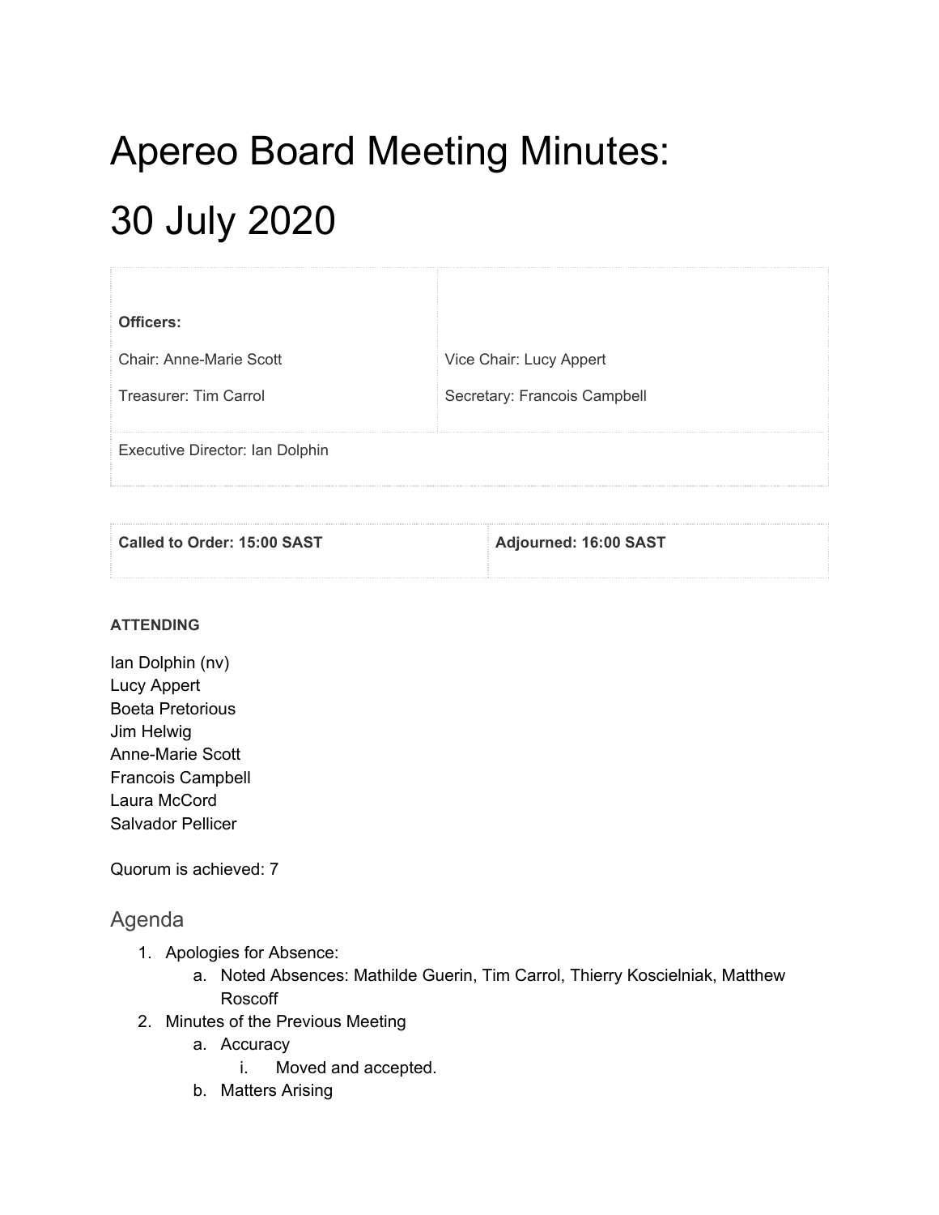# Apereo Board Meeting Minutes: 30 July 2020

| **Officers:** | |
|---|---|
| Chair: Anne-Marie Scott | Vice Chair: Lucy Appert |
| Treasurer: Tim Carrol | Secretary: Francois Campbell |
| Executive Director: Ian Dolphin | |

| **Called to Order: 15:00 SAST** | **Adjourned: 16:00 SAST** |
|---|---|

**ATTENDING**

Ian Dolphin (nv)
Lucy Appert
Boeta Pretorious
Jim Helwig
Anne-Marie Scott
Francois Campbell
Laura McCord
Salvador Pellicer

Quorum is achieved: 7

## Agenda

1. Apologies for Absence:
    a. Noted Absences: Mathilde Guerin, Tim Carrol, Thierry Koscielniak, Matthew Roscoff
2. Minutes of the Previous Meeting
    a. Accuracy
        i. Moved and accepted.
    b. Matters Arising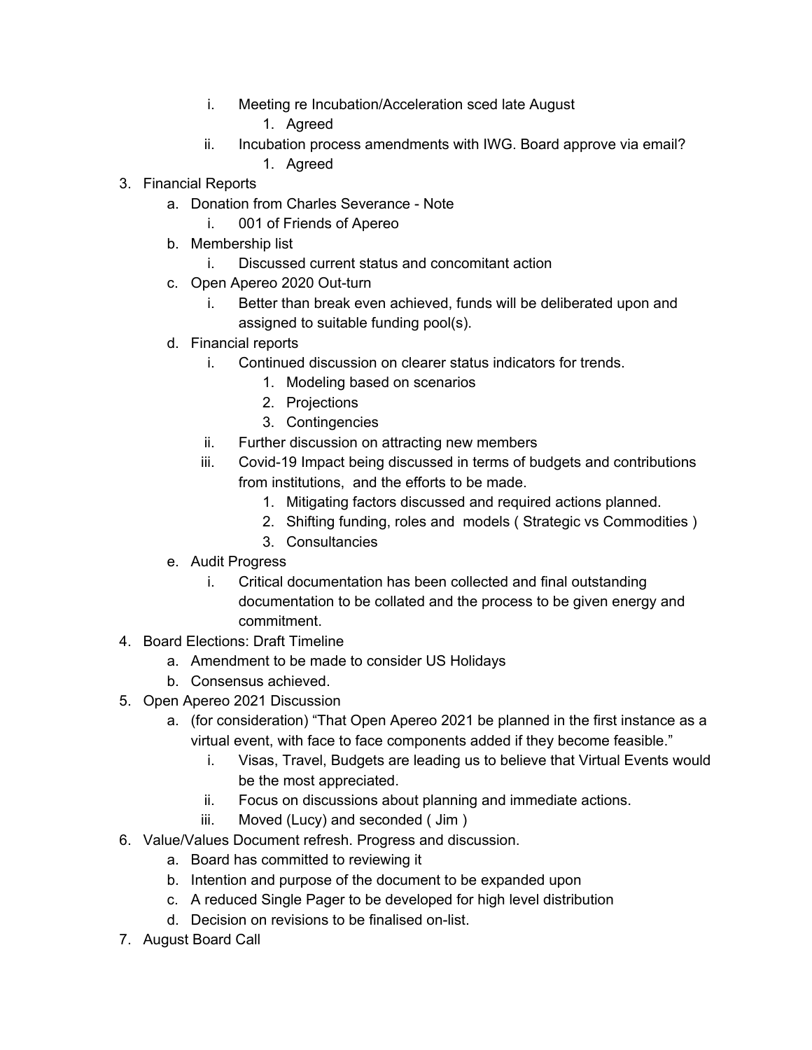i. Meeting re Incubation/Acceleration sced late August
    1. Agreed
ii. Incubation process amendments with IWG. Board approve via email?
    1. Agreed

3. Financial Reports
    a. Donation from Charles Severance - Note
        i. 001 of Friends of Apereo
    b. Membership list
        i. Discussed current status and concomitant action
    c. Open Apereo 2020 Out-turn
        i. Better than break even achieved, funds will be deliberated upon and assigned to suitable funding pool(s).
    d. Financial reports
        i. Continued discussion on clearer status indicators for trends.
            1. Modeling based on scenarios
            2. Projections
            3. Contingencies
        ii. Further discussion on attracting new members
        iii. Covid-19 Impact being discussed in terms of budgets and contributions from institutions, and the efforts to be made.
            1. Mitigating factors discussed and required actions planned.
            2. Shifting funding, roles and models ( Strategic vs Commodities )
            3. Consultancies
    e. Audit Progress
        i. Critical documentation has been collected and final outstanding documentation to be collated and the process to be given energy and commitment.
4. Board Elections: Draft Timeline
    a. Amendment to be made to consider US Holidays
    b. Consensus achieved.
5. Open Apereo 2021 Discussion
    a. (for consideration) “That Open Apereo 2021 be planned in the first instance as a virtual event, with face to face components added if they become feasible.”
        i. Visas, Travel, Budgets are leading us to believe that Virtual Events would be the most appreciated.
        ii. Focus on discussions about planning and immediate actions.
        iii. Moved (Lucy) and seconded ( Jim )
6. Value/Values Document refresh. Progress and discussion.
    a. Board has committed to reviewing it
    b. Intention and purpose of the document to be expanded upon
    c. A reduced Single Pager to be developed for high level distribution
    d. Decision on revisions to be finalised on-list.
7. August Board Call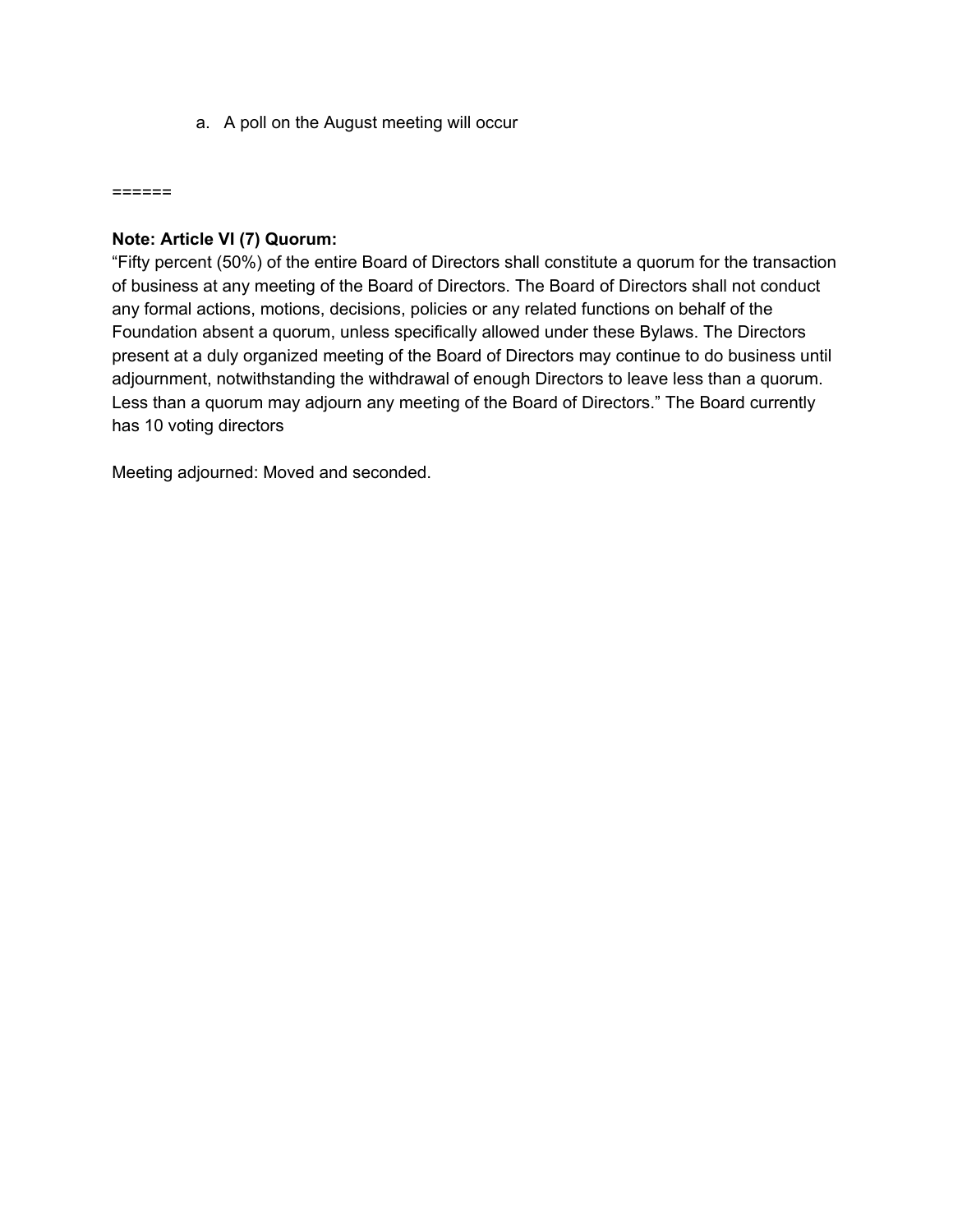a. A poll on the August meeting will occur

======

**Note: Article VI (7) Quorum:**
"Fifty percent (50%) of the entire Board of Directors shall constitute a quorum for the transaction of business at any meeting of the Board of Directors. The Board of Directors shall not conduct any formal actions, motions, decisions, policies or any related functions on behalf of the Foundation absent a quorum, unless specifically allowed under these Bylaws. The Directors present at a duly organized meeting of the Board of Directors may continue to do business until adjournment, notwithstanding the withdrawal of enough Directors to leave less than a quorum. Less than a quorum may adjourn any meeting of the Board of Directors." The Board currently has 10 voting directors

Meeting adjourned: Moved and seconded.